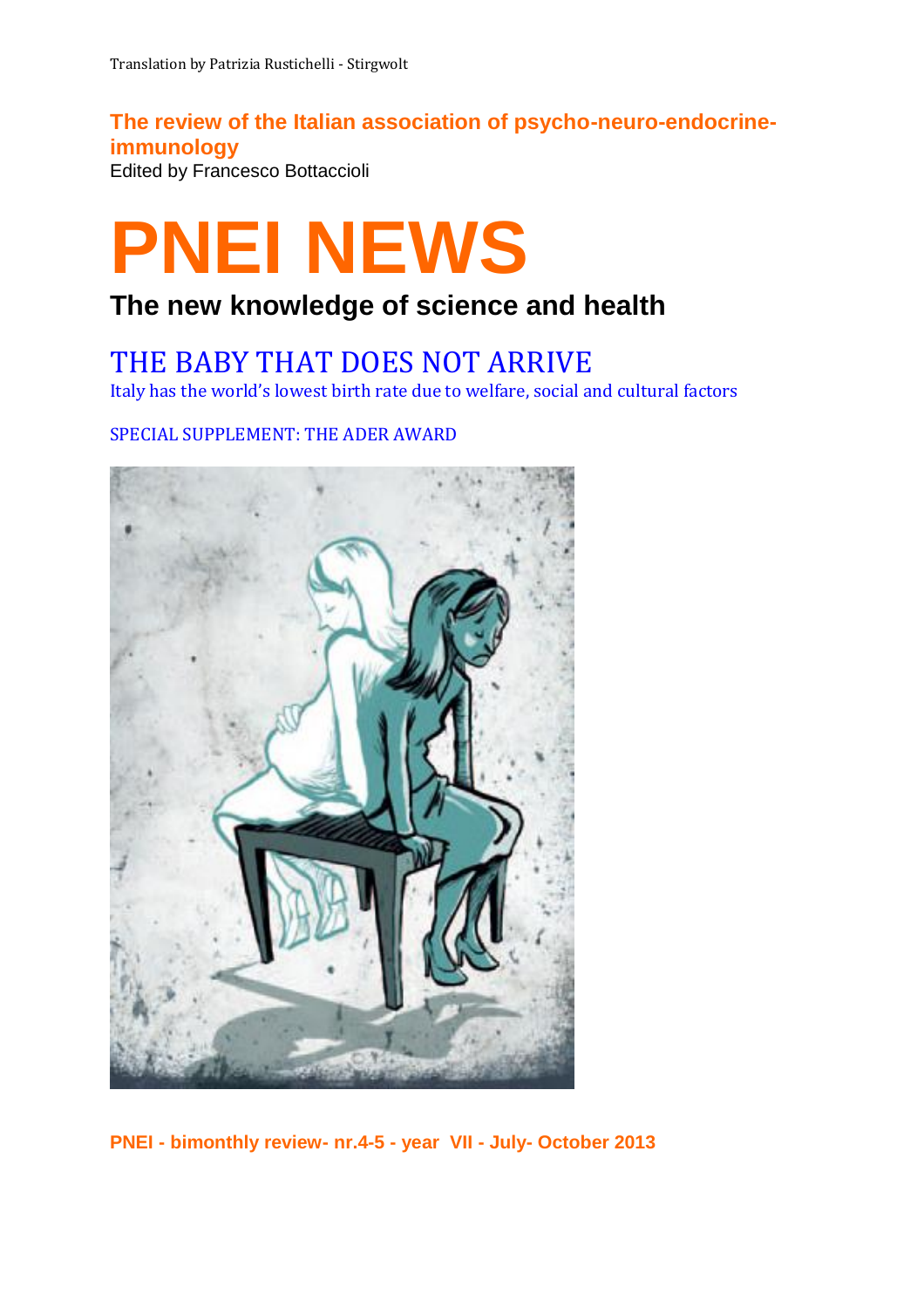Translation by Patrizia Rustichelli - Stirgwolt

**The review of the Italian association of psycho-neuro-endocrine-immunology**

Edited by Francesco Bottaccioli

# PNEI NEWS

## The new knowledge of science and health

## THE BABY THAT DOES NOT ARRIVE

Italy has the world's lowest birth rate due to welfare, social and cultural factors

SPECIAL SUPPLEMENT: THE ADER AWARD

**PNEI - bimonthly review- nr.4-5 - year VII - July- October 2013**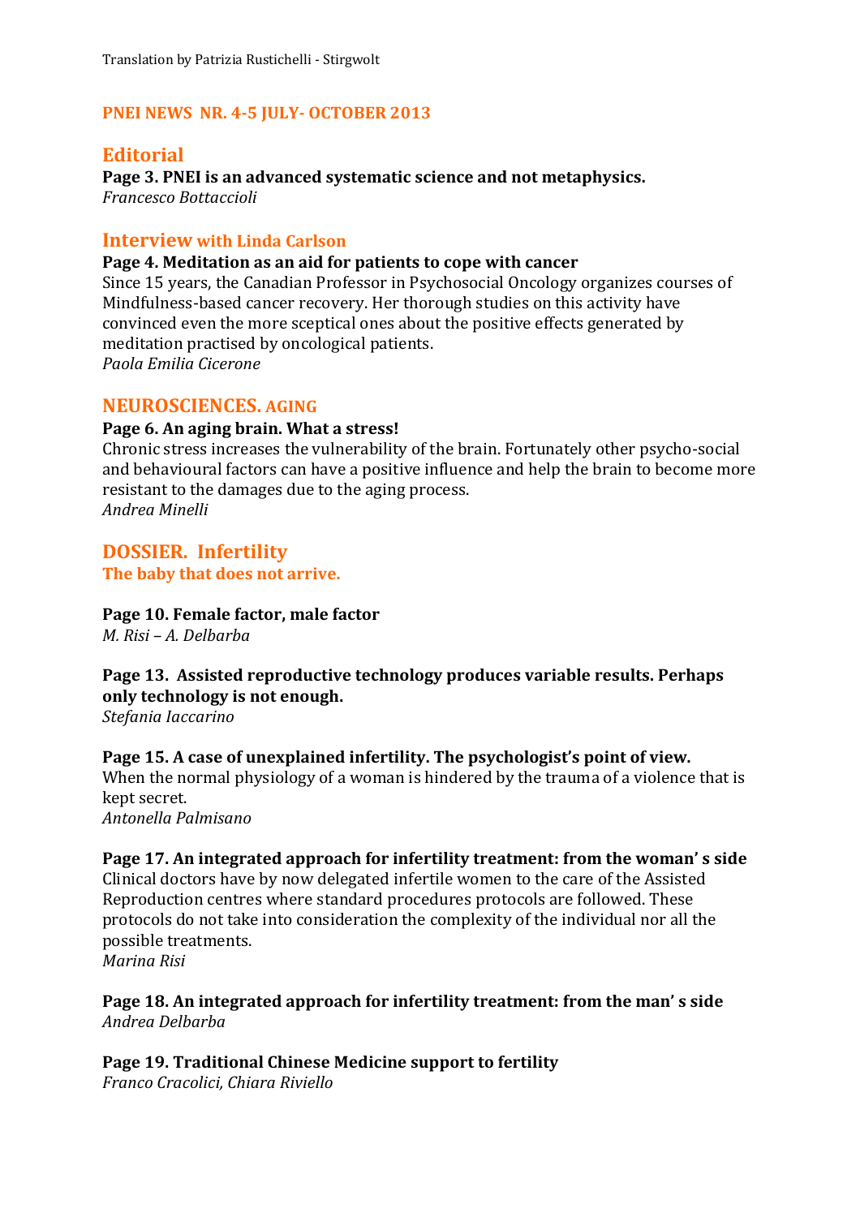Translation by Patrizia Rustichelli - Stirgwolt

## PNEI NEWS NR. 4-5 JULY- OCTOBER 2013

## Editorial

**Page 3. PNEI is an advanced systematic science and not metaphysics.**
*Francesco Bottaccioli*

## Interview with Linda Carlson

**Page 4. Meditation as an aid for patients to cope with cancer**
Since 15 years, the Canadian Professor in Psychosocial Oncology organizes courses of Mindfulness-based cancer recovery. Her thorough studies on this activity have convinced even the more sceptical ones about the positive effects generated by meditation practised by oncological patients.
*Paola Emilia Cicerone*

## NEUROSCIENCES. AGING

**Page 6. An aging brain. What a stress!**
Chronic stress increases the vulnerability of the brain. Fortunately other psycho-social and behavioural factors can have a positive influence and help the brain to become more resistant to the damages due to the aging process.
*Andrea Minelli*

## DOSSIER. Infertility

### The baby that does not arrive.

**Page 10. Female factor, male factor**
*M. Risi – A. Delbarba*

**Page 13. Assisted reproductive technology produces variable results. Perhaps only technology is not enough.**
*Stefania Iaccarino*

**Page 15. A case of unexplained infertility. The psychologist's point of view.**
When the normal physiology of a woman is hindered by the trauma of a violence that is kept secret.
*Antonella Palmisano*

**Page 17. An integrated approach for infertility treatment: from the woman' s side**
Clinical doctors have by now delegated infertile women to the care of the Assisted Reproduction centres where standard procedures protocols are followed. These protocols do not take into consideration the complexity of the individual nor all the possible treatments.
*Marina Risi*

**Page 18. An integrated approach for infertility treatment: from the man' s side**
*Andrea Delbarba*

**Page 19. Traditional Chinese Medicine support to fertility**
*Franco Cracolici, Chiara Riviello*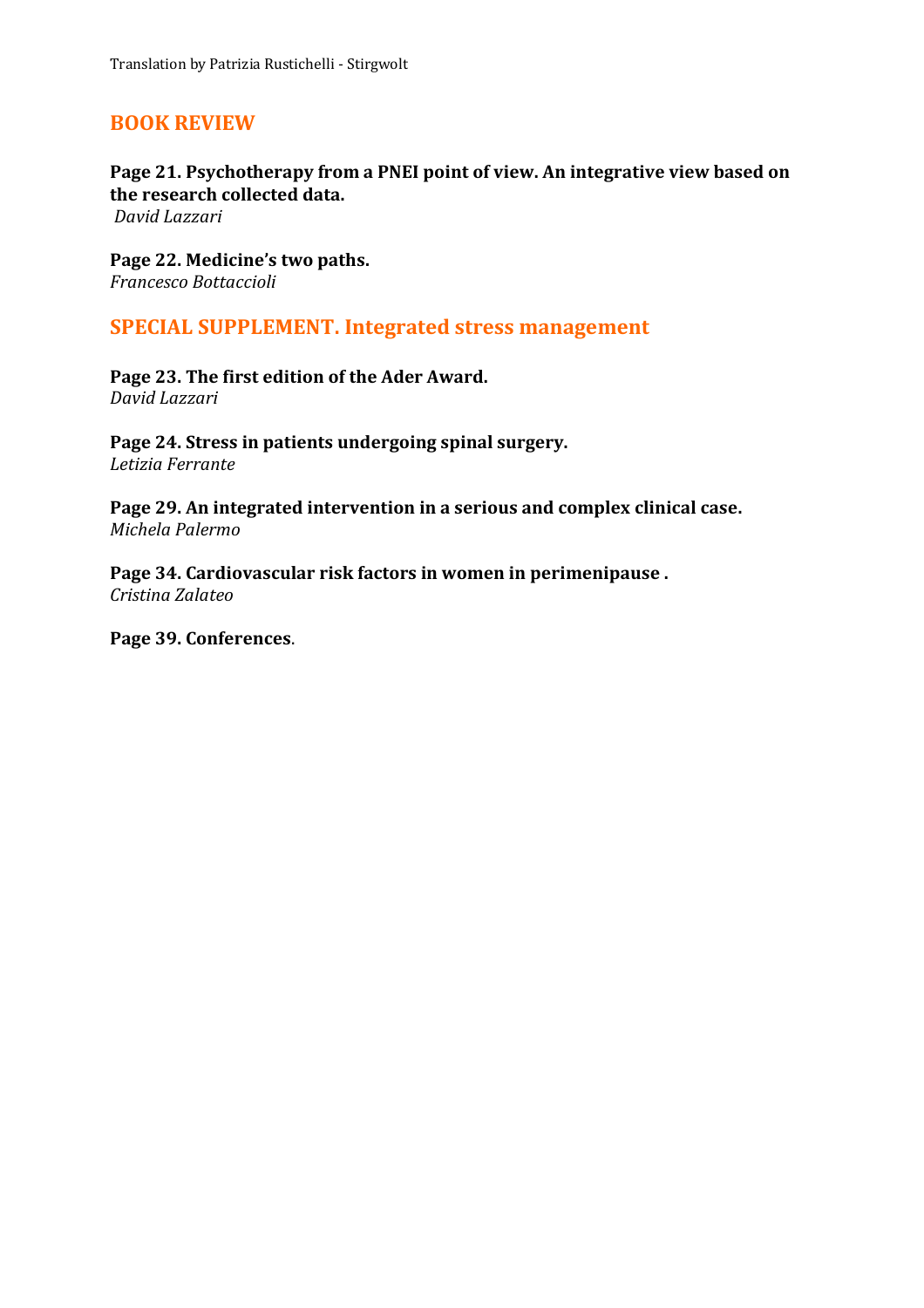Translation by Patrizia Rustichelli - Stirgwolt

## BOOK REVIEW

**Page 21. Psychotherapy from a PNEI point of view. An integrative view based on the research collected data.**
*David Lazzari*

**Page 22. Medicine's two paths.**
*Francesco Bottaccioli*

## SPECIAL SUPPLEMENT. Integrated stress management

**Page 23. The first edition of the Ader Award.**
*David Lazzari*

**Page 24. Stress in patients undergoing spinal surgery.**
*Letizia Ferrante*

**Page 29. An integrated intervention in a serious and complex clinical case.**
*Michela Palermo*

**Page 34. Cardiovascular risk factors in women in perimenipause .**
*Cristina Zalateo*

**Page 39. Conferences**.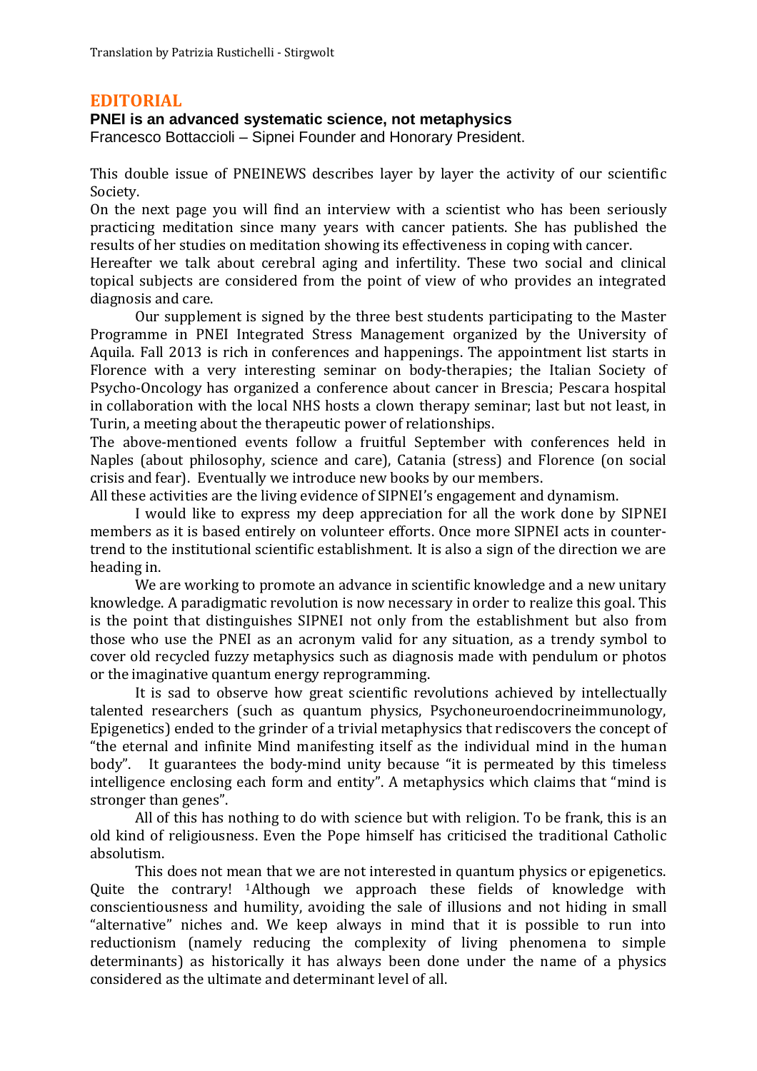Translation by Patrizia Rustichelli - Stirgwolt

## EDITORIAL

### PNEI is an advanced systematic science, not metaphysics

Francesco Bottaccioli – Sipnei Founder and Honorary President.

This double issue of PNEINEWS describes layer by layer the activity of our scientific Society.

On the next page you will find an interview with a scientist who has been seriously practicing meditation since many years with cancer patients. She has published the results of her studies on meditation showing its effectiveness in coping with cancer.

Hereafter we talk about cerebral aging and infertility. These two social and clinical topical subjects are considered from the point of view of who provides an integrated diagnosis and care.

Our supplement is signed by the three best students participating to the Master Programme in PNEI Integrated Stress Management organized by the University of Aquila. Fall 2013 is rich in conferences and happenings. The appointment list starts in Florence with a very interesting seminar on body-therapies; the Italian Society of Psycho-Oncology has organized a conference about cancer in Brescia; Pescara hospital in collaboration with the local NHS hosts a clown therapy seminar; last but not least, in Turin, a meeting about the therapeutic power of relationships.

The above-mentioned events follow a fruitful September with conferences held in Naples (about philosophy, science and care), Catania (stress) and Florence (on social crisis and fear). Eventually we introduce new books by our members.

All these activities are the living evidence of SIPNEI's engagement and dynamism.

I would like to express my deep appreciation for all the work done by SIPNEI members as it is based entirely on volunteer efforts. Once more SIPNEI acts in counter-trend to the institutional scientific establishment. It is also a sign of the direction we are heading in.

We are working to promote an advance in scientific knowledge and a new unitary knowledge. A paradigmatic revolution is now necessary in order to realize this goal. This is the point that distinguishes SIPNEI not only from the establishment but also from those who use the PNEI as an acronym valid for any situation, as a trendy symbol to cover old recycled fuzzy metaphysics such as diagnosis made with pendulum or photos or the imaginative quantum energy reprogramming.

It is sad to observe how great scientific revolutions achieved by intellectually talented researchers (such as quantum physics, Psychoneuroendocrineimmunology, Epigenetics) ended to the grinder of a trivial metaphysics that rediscovers the concept of "the eternal and infinite Mind manifesting itself as the individual mind in the human body". It guarantees the body-mind unity because "it is permeated by this timeless intelligence enclosing each form and entity". A metaphysics which claims that "mind is stronger than genes".

All of this has nothing to do with science but with religion. To be frank, this is an old kind of religiousness. Even the Pope himself has criticised the traditional Catholic absolutism.

This does not mean that we are not interested in quantum physics or epigenetics. Quite the contrary! [1]Although we approach these fields of knowledge with conscientiousness and humility, avoiding the sale of illusions and not hiding in small "alternative" niches and. We keep always in mind that it is possible to run into reductionism (namely reducing the complexity of living phenomena to simple determinants) as historically it has always been done under the name of a physics considered as the ultimate and determinant level of all.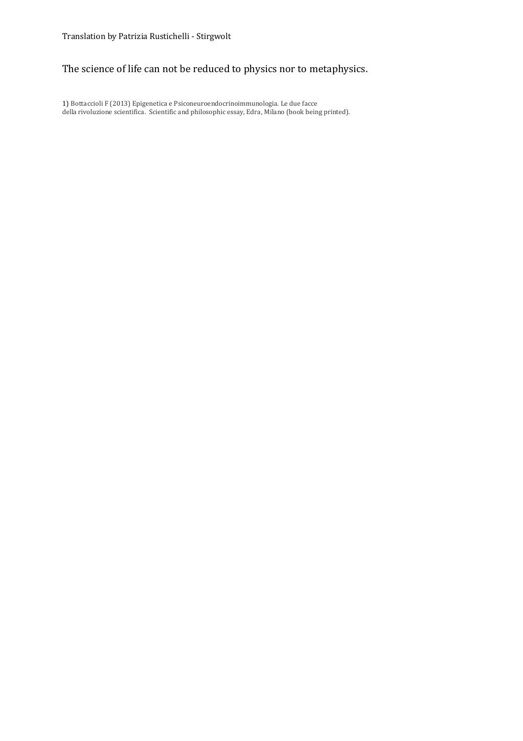Translation by Patrizia Rustichelli - Stirgwolt

The science of life can not be reduced to physics nor to metaphysics.

1) Bottaccioli F (2013) Epigenetica e Psiconeuroendocrinoimmunologia. Le due facce della rivoluzione scientifica. Scientific and philosophic essay, Edra, Milano (book being printed).